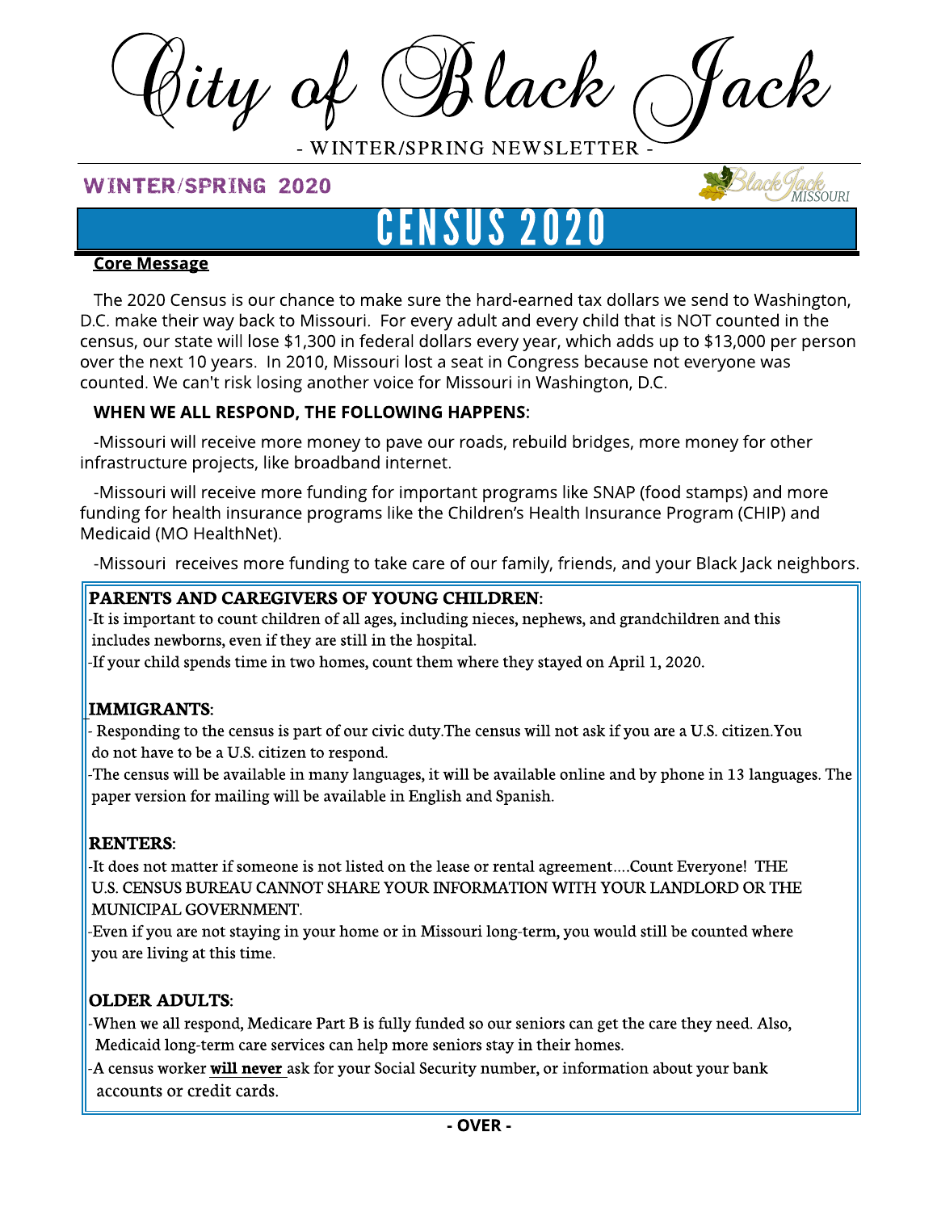# City of Black Jack

- WINTER/SPRING NEWSLETTER -

**WINTER/SPRING 2020**

## CENSUS 2020

**Core Message**

The 2020 Census is our chance to make sure the hard-earned tax dollars we send to Washington, D.C. make their way back to Missouri. For every adult and every child that is NOT counted in the census, our state will lose $1,300 in federal dollars every year, which adds up to $13,000 per person over the next 10 years. In 2010, Missouri lost a seat in Congress because not everyone was counted. We can't risk losing another voice for Missouri in Washington, D.C.

**WHEN WE ALL RESPOND, THE FOLLOWING HAPPENS:**

-Missouri will receive more money to pave our roads, rebuild bridges, more money for other infrastructure projects, like broadband internet.

-Missouri will receive more funding for important programs like SNAP (food stamps) and more funding for health insurance programs like the Children's Health Insurance Program (CHIP) and Medicaid (MO HealthNet).

-Missouri receives more funding to take care of our family, friends, and your Black Jack neighbors.

**PARENTS AND CAREGIVERS OF YOUNG CHILDREN:**

-It is important to count children of all ages, including nieces, nephews, and grandchildren and this includes newborns, even if they are still in the hospital.

-If your child spends time in two homes, count them where they stayed on April 1, 2020.

**IMMIGRANTS:**

- Responding to the census is part of our civic duty.The census will not ask if you are a U.S. citizen.You do not have to be a U.S. citizen to respond.

-The census will be available in many languages, it will be available online and by phone in 13 languages. The paper version for mailing will be available in English and Spanish.

**RENTERS:**

-It does not matter if someone is not listed on the lease or rental agreement....Count Everyone! THE U.S. CENSUS BUREAU CANNOT SHARE YOUR INFORMATION WITH YOUR LANDLORD OR THE MUNICIPAL GOVERNMENT.

-Even if you are not staying in your home or in Missouri long-term, you would still be counted where you are living at this time.

**OLDER ADULTS:**

-When we all respond, Medicare Part B is fully funded so our seniors can get the care they need. Also, Medicaid long-term care services can help more seniors stay in their homes.

-A census worker **will never** ask for your Social Security number, or information about your bank accounts or credit cards.

**- OVER -**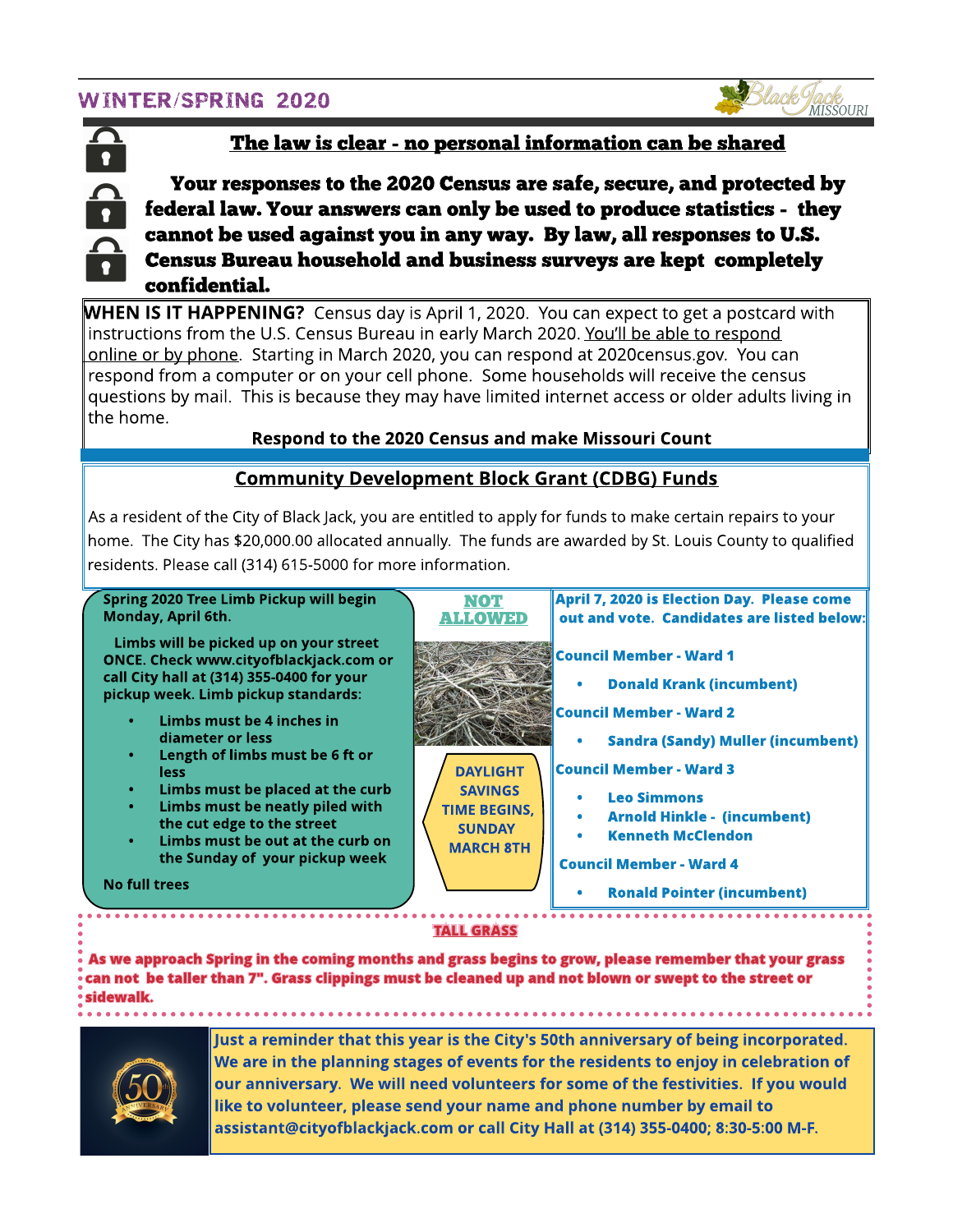## The law is clear - no personal information can be shared

**Your responses to the 2020 Census are safe, secure, and protected by federal law. Your answers can only be used to produce statistics - they cannot be used against you in any way. By law, all responses to U.S. Census Bureau household and business surveys are kept completely confidential.**

**WHEN IS IT HAPPENING?** Census day is April 1, 2020. You can expect to get a postcard with instructions from the U.S. Census Bureau in early March 2020. You'll be able to respond online or by phone. Starting in March 2020, you can respond at 2020census.gov. You can respond from a computer or on your cell phone. Some households will receive the census questions by mail. This is because they may have limited internet access or older adults living in the home.

**Respond to the 2020 Census and make Missouri Count**

## Community Development Block Grant (CDBG) Funds

As a resident of the City of Black Jack, you are entitled to apply for funds to make certain repairs to your home. The City has $20,000.00 allocated annually. The funds are awarded by St. Louis County to qualified residents. Please call (314) 615-5000 for more information.

**Spring 2020 Tree Limb Pickup will begin Monday, April 6th.**

**Limbs will be picked up on your street ONCE. Check www.cityofblackjack.com or call City hall at (314) 355-0400 for your pickup week. Limb pickup standards:**

- **Limbs must be 4 inches in diameter or less**
- **Length of limbs must be 6 ft or less**
- **Limbs must be placed at the curb**
- **Limbs must be neatly piled with the cut edge to the street**
- **Limbs must be out at the curb on the Sunday of your pickup week**

**No full trees**

**NOT ALLOWED**

**DAYLIGHT SAVINGS TIME BEGINS, SUNDAY MARCH 8TH**

**April 7, 2020 is Election Day. Please come out and vote. Candidates are listed below:**

**Council Member - Ward 1**

- **Donald Krank (incumbent)**

**Council Member - Ward 2**

- **Sandra (Sandy) Muller (incumbent)**

**Council Member - Ward 3**

- **Leo Simmons**
- **Arnold Hinkle - (incumbent)**
- **Kenneth McClendon**

**Council Member - Ward 4**

- **Ronald Pointer (incumbent)**

**TALL GRASS**

**As we approach Spring in the coming months and grass begins to grow, please remember that your grass can not be taller than 7". Grass clippings must be cleaned up and not blown or swept to the street or sidewalk.**

**Just a reminder that this year is the City's 50th anniversary of being incorporated. We are in the planning stages of events for the residents to enjoy in celebration of our anniversary. We will need volunteers for some of the festivities. If you would like to volunteer, please send your name and phone number by email to assistant@cityofblackjack.com or call City Hall at (314) 355-0400; 8:30-5:00 M-F.**